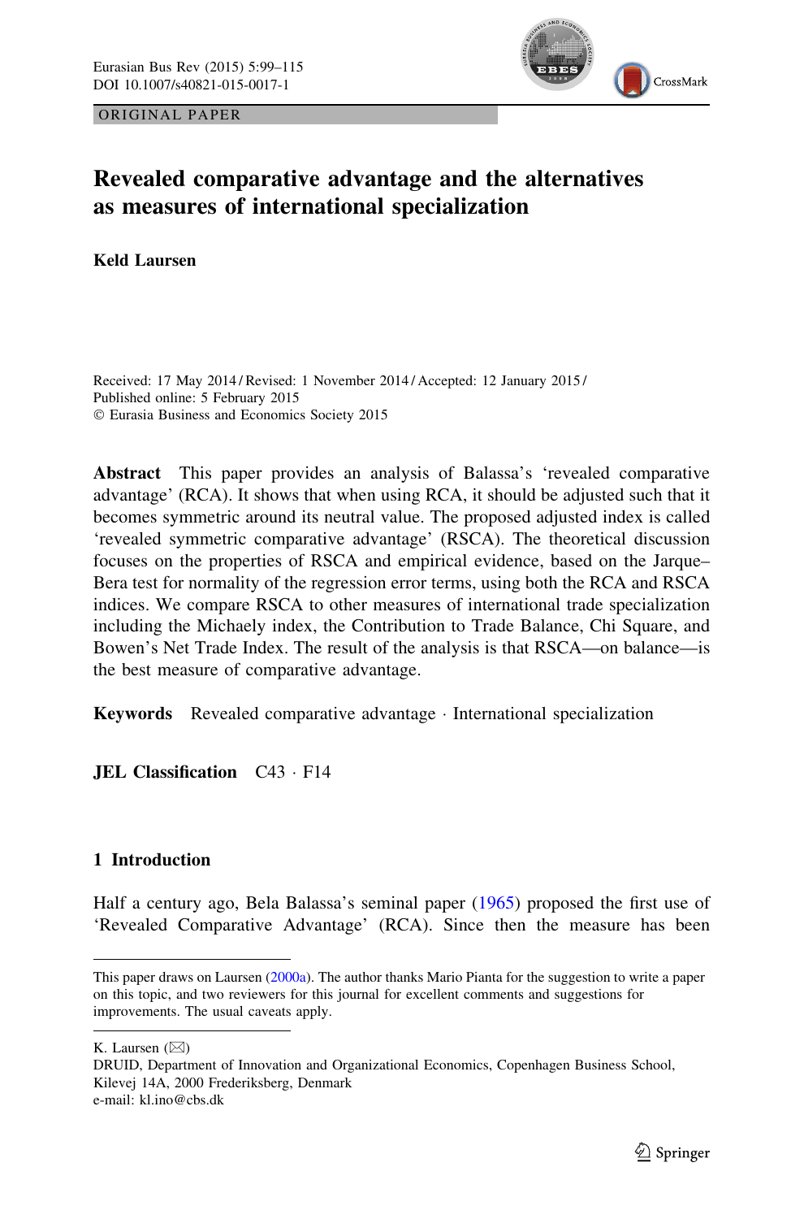ORIGINAL PAPER

# Revealed comparative advantage and the alternatives as measures of international specialization

**Keld Laursen**

Received: 17 May 2014 / Revised: 1 November 2014 / Accepted: 12 January 2015 / Published online: 5 February 2015
© Eurasia Business and Economics Society 2015

**Abstract** This paper provides an analysis of Balassa's 'revealed comparative advantage' (RCA). It shows that when using RCA, it should be adjusted such that it becomes symmetric around its neutral value. The proposed adjusted index is called 'revealed symmetric comparative advantage' (RSCA). The theoretical discussion focuses on the properties of RSCA and empirical evidence, based on the Jarque–Bera test for normality of the regression error terms, using both the RCA and RSCA indices. We compare RSCA to other measures of international trade specialization including the Michaely index, the Contribution to Trade Balance, Chi Square, and Bowen's Net Trade Index. The result of the analysis is that RSCA—on balance—is the best measure of comparative advantage.

**Keywords** Revealed comparative advantage · International specialization

**JEL Classification** C43 · F14

## 1 Introduction

Half a century ago, Bela Balassa's seminal paper (1965) proposed the first use of 'Revealed Comparative Advantage' (RCA). Since then the measure has been

---

This paper draws on Laursen (2000a). The author thanks Mario Pianta for the suggestion to write a paper on this topic, and two reviewers for this journal for excellent comments and suggestions for improvements. The usual caveats apply.

K. Laursen (✉)
DRUID, Department of Innovation and Organizational Economics, Copenhagen Business School, Kilevej 14A, 2000 Frederiksberg, Denmark
e-mail: kl.ino@cbs.dk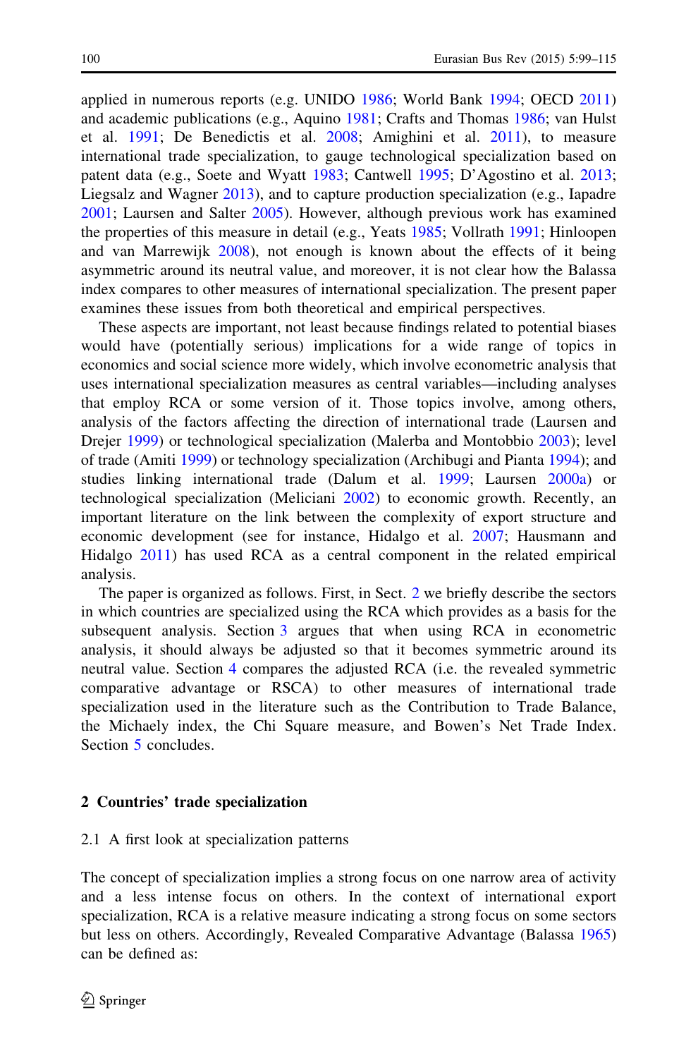applied in numerous reports (e.g. UNIDO 1986; World Bank 1994; OECD 2011) and academic publications (e.g., Aquino 1981; Crafts and Thomas 1986; van Hulst et al. 1991; De Benedictis et al. 2008; Amighini et al. 2011), to measure international trade specialization, to gauge technological specialization based on patent data (e.g., Soete and Wyatt 1983; Cantwell 1995; D'Agostino et al. 2013; Liegsalz and Wagner 2013), and to capture production specialization (e.g., Iapadre 2001; Laursen and Salter 2005). However, although previous work has examined the properties of this measure in detail (e.g., Yeats 1985; Vollrath 1991; Hinloopen and van Marrewijk 2008), not enough is known about the effects of it being asymmetric around its neutral value, and moreover, it is not clear how the Balassa index compares to other measures of international specialization. The present paper examines these issues from both theoretical and empirical perspectives.

These aspects are important, not least because findings related to potential biases would have (potentially serious) implications for a wide range of topics in economics and social science more widely, which involve econometric analysis that uses international specialization measures as central variables—including analyses that employ RCA or some version of it. Those topics involve, among others, analysis of the factors affecting the direction of international trade (Laursen and Drejer 1999) or technological specialization (Malerba and Montobbio 2003); level of trade (Amiti 1999) or technology specialization (Archibugi and Pianta 1994); and studies linking international trade (Dalum et al. 1999; Laursen 2000a) or technological specialization (Meliciani 2002) to economic growth. Recently, an important literature on the link between the complexity of export structure and economic development (see for instance, Hidalgo et al. 2007; Hausmann and Hidalgo 2011) has used RCA as a central component in the related empirical analysis.

The paper is organized as follows. First, in Sect. 2 we briefly describe the sectors in which countries are specialized using the RCA which provides as a basis for the subsequent analysis. Section 3 argues that when using RCA in econometric analysis, it should always be adjusted so that it becomes symmetric around its neutral value. Section 4 compares the adjusted RCA (i.e. the revealed symmetric comparative advantage or RSCA) to other measures of international trade specialization used in the literature such as the Contribution to Trade Balance, the Michaely index, the Chi Square measure, and Bowen's Net Trade Index. Section 5 concludes.

## 2 Countries' trade specialization

### 2.1 A first look at specialization patterns

The concept of specialization implies a strong focus on one narrow area of activity and a less intense focus on others. In the context of international export specialization, RCA is a relative measure indicating a strong focus on some sectors but less on others. Accordingly, Revealed Comparative Advantage (Balassa 1965) can be defined as: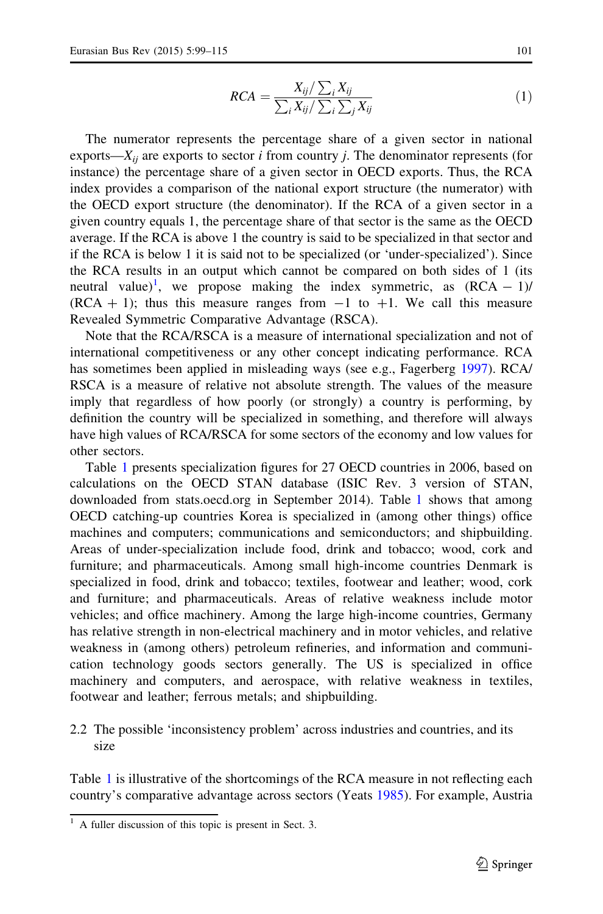$$RCA = \frac{X_{ij} / \sum_i X_{ij}}{\sum_i X_{ij} / \sum_i \sum_j X_{ij}} \tag{1}$$

The numerator represents the percentage share of a given sector in national exports—$X_{ij}$ are exports to sector $i$ from country $j$. The denominator represents (for instance) the percentage share of a given sector in OECD exports. Thus, the RCA index provides a comparison of the national export structure (the numerator) with the OECD export structure (the denominator). If the RCA of a given sector in a given country equals 1, the percentage share of that sector is the same as the OECD average. If the RCA is above 1 the country is said to be specialized in that sector and if the RCA is below 1 it is said not to be specialized (or 'under-specialized'). Since the RCA results in an output which cannot be compared on both sides of 1 (its neutral value)[1], we propose making the index symmetric, as $(RCA - 1)/(RCA + 1)$; thus this measure ranges from $-1$ to $+1$. We call this measure Revealed Symmetric Comparative Advantage (RSCA).

Note that the RCA/RSCA is a measure of international specialization and not of international competitiveness or any other concept indicating performance. RCA has sometimes been applied in misleading ways (see e.g., Fagerberg 1997). RCA/RSCA is a measure of relative not absolute strength. The values of the measure imply that regardless of how poorly (or strongly) a country is performing, by definition the country will be specialized in something, and therefore will always have high values of RCA/RSCA for some sectors of the economy and low values for other sectors.

Table 1 presents specialization figures for 27 OECD countries in 2006, based on calculations on the OECD STAN database (ISIC Rev. 3 version of STAN, downloaded from stats.oecd.org in September 2014). Table 1 shows that among OECD catching-up countries Korea is specialized in (among other things) office machines and computers; communications and semiconductors; and shipbuilding. Areas of under-specialization include food, drink and tobacco; wood, cork and furniture; and pharmaceuticals. Among small high-income countries Denmark is specialized in food, drink and tobacco; textiles, footwear and leather; wood, cork and furniture; and pharmaceuticals. Areas of relative weakness include motor vehicles; and office machinery. Among the large high-income countries, Germany has relative strength in non-electrical machinery and in motor vehicles, and relative weakness in (among others) petroleum refineries, and information and communication technology goods sectors generally. The US is specialized in office machinery and computers, and aerospace, with relative weakness in textiles, footwear and leather; ferrous metals; and shipbuilding.

## 2.2 The possible 'inconsistency problem' across industries and countries, and its size

Table 1 is illustrative of the shortcomings of the RCA measure in not reflecting each country's comparative advantage across sectors (Yeats 1985). For example, Austria

[1] A fuller discussion of this topic is present in Sect. 3.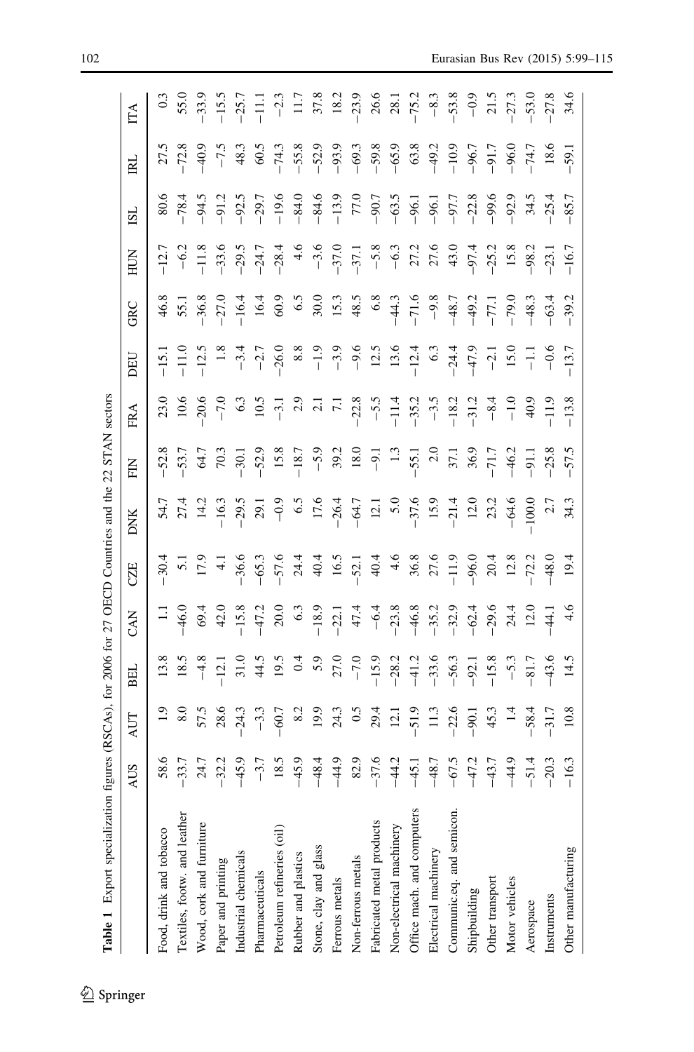**Table 1** Export specialization figures (RSCAs), for 2006 for 27 OECD Countries and the 22 STAN sectors

| | AUS | AUT | BEL | CAN | CZE | DNK | FIN | FRA | DEU | GRC | HUN | ISL | IRL | ITA |
|---|---|---|---|---|---|---|---|---|---|---|---|---|---|---|
| Food, drink and tobacco | 58.6 | 1.9 | 13.8 | 1.1 | −30.4 | 54.7 | −52.8 | 23.0 | −15.1 | 46.8 | −12.7 | 80.6 | 27.5 | 0.3 |
| Textiles, footw. and leather | −33.7 | 8.0 | 18.5 | −46.0 | 5.1 | 27.4 | −53.7 | 10.6 | −11.0 | 55.1 | −6.2 | −78.4 | −72.8 | 55.0 |
| Wood, cork and furniture | 24.7 | 57.5 | −4.8 | 69.4 | 17.9 | 14.2 | 64.7 | −20.6 | −12.5 | −36.8 | −11.8 | −94.5 | −40.9 | −33.9 |
| Paper and printing | −32.2 | 28.6 | −12.1 | 42.0 | 4.1 | −16.3 | 70.3 | −7.0 | 1.8 | −27.0 | −33.6 | −91.2 | −7.5 | −15.5 |
| Industrial chemicals | −45.9 | −24.3 | 31.0 | −15.8 | −36.6 | −29.5 | −30.1 | 6.3 | −3.4 | −16.4 | −29.5 | −92.5 | 48.3 | −25.7 |
| Pharmaceuticals | −3.7 | −3.3 | 44.5 | −47.2 | −65.3 | 29.1 | −52.9 | 10.5 | −2.7 | 16.4 | −24.7 | −29.7 | 60.5 | −11.1 |
| Petroleum refineries (oil) | 18.5 | −60.7 | 19.5 | 20.0 | −57.6 | −0.9 | 15.8 | −3.1 | −26.0 | 60.9 | −28.4 | −19.6 | −74.3 | −2.3 |
| Rubber and plastics | −45.9 | 8.2 | 0.4 | 6.3 | 24.4 | 6.5 | −18.7 | 2.9 | 8.8 | 6.5 | 4.6 | −84.0 | −55.8 | 11.7 |
| Stone, clay and glass | −48.4 | 19.9 | 5.9 | −18.9 | 40.4 | 17.6 | −5.9 | 2.1 | −1.9 | 30.0 | −3.6 | −84.6 | −52.9 | 37.8 |
| Ferrous metals | −44.9 | 24.3 | 27.0 | −22.1 | 16.5 | −26.4 | 39.2 | 7.1 | −3.9 | 15.3 | −37.0 | −13.9 | −93.9 | 18.2 |
| Non-ferrous metals | 82.9 | 0.5 | −7.0 | 47.4 | −52.1 | −64.7 | 18.0 | −22.8 | −9.6 | 48.5 | −37.1 | 77.0 | −69.3 | −23.9 |
| Fabricated metal products | −37.6 | 29.4 | −15.9 | −6.4 | 40.4 | 12.1 | −9.1 | −5.5 | 12.5 | 6.8 | −5.8 | −90.7 | −59.8 | 26.6 |
| Non-electrical machinery | −44.2 | 12.1 | −28.2 | −23.8 | 4.6 | 5.0 | 1.3 | −11.4 | 13.6 | −44.3 | −6.3 | −63.5 | −65.9 | 28.1 |
| Office mach. and computers | −45.1 | −51.9 | −41.2 | −46.8 | 36.8 | −37.6 | −55.1 | −35.2 | −12.4 | −71.6 | 27.2 | −96.1 | 63.8 | −75.2 |
| Electrical machinery | −48.7 | 11.3 | −33.6 | −35.2 | 27.6 | 15.9 | 2.0 | −3.5 | 6.3 | −9.8 | 27.6 | −96.1 | −49.2 | −8.3 |
| Communic.eq. and semicon. | −67.5 | −22.6 | −56.3 | −32.9 | −11.9 | −21.4 | 37.1 | −18.2 | −24.4 | −48.7 | 43.0 | −97.7 | −10.9 | −53.8 |
| Shipbuilding | −47.2 | −90.1 | −92.1 | −62.4 | −96.0 | 12.0 | 36.9 | −31.2 | −47.9 | −49.2 | −97.4 | −22.8 | −96.7 | −0.9 |
| Other transport | −43.7 | 45.3 | −15.8 | −29.6 | 20.4 | 23.2 | −71.7 | −8.4 | −2.1 | −77.1 | −25.2 | −99.6 | −91.7 | 21.5 |
| Motor vehicles | −44.9 | 1.4 | −5.3 | 24.4 | 12.8 | −64.6 | −46.2 | −1.0 | 15.0 | −79.0 | 15.8 | −92.9 | −96.0 | −27.3 |
| Aerospace | −51.4 | −58.4 | −81.7 | 12.0 | −72.2 | −100.0 | −91.1 | 40.9 | −1.1 | −48.3 | −98.2 | 34.5 | −74.7 | −53.0 |
| Instruments | −20.3 | −31.7 | −43.6 | −44.1 | −48.0 | 2.7 | −25.8 | −11.9 | −0.6 | −63.4 | −23.1 | −25.4 | 18.6 | −27.8 |
| Other manufacturing | −16.3 | 10.8 | 14.5 | 4.6 | 19.4 | 34.3 | −57.5 | −13.8 | −13.7 | −39.2 | −16.7 | −85.7 | −59.1 | 34.6 |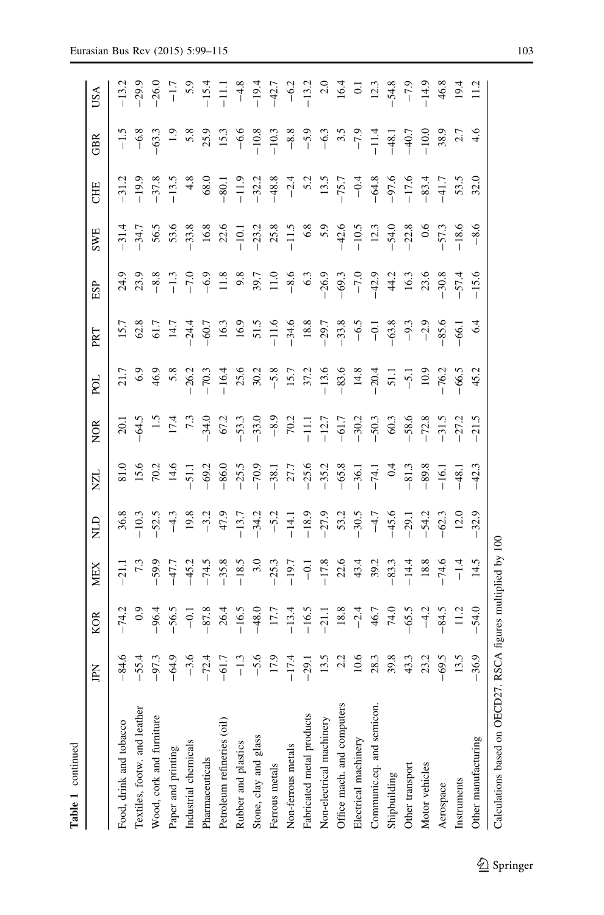**Table 1** continued

| | JPN | KOR | MEX | NLD | NZL | NOR | POL | PRT | ESP | SWE | CHE | GBR | USA |
|---|---|---|---|---|---|---|---|---|---|---|---|---|---|
| Food, drink and tobacco | −84.6 | −74.2 | −21.1 | 36.8 | 81.0 | 20.1 | 21.7 | 15.7 | 24.9 | −31.4 | −31.2 | −1.5 | −13.2 |
| Textiles, footw. and leather | −55.4 | 0.9 | 7.3 | −10.3 | 15.6 | −64.5 | 6.9 | 62.8 | 23.9 | −34.7 | −19.9 | −6.8 | −29.9 |
| Wood, cork and furniture | −97.3 | −96.4 | −59.9 | −52.5 | 70.2 | 1.5 | 46.9 | 61.7 | −8.8 | 56.5 | −37.8 | −63.3 | −26.0 |
| Paper and printing | −64.9 | −56.5 | −47.7 | −4.3 | 14.6 | 17.4 | 5.8 | 14.7 | −1.3 | 53.6 | −13.5 | 1.9 | −1.7 |
| Industrial chemicals | −3.6 | −0.1 | −45.2 | 19.8 | −51.1 | 7.3 | −26.2 | −24.4 | −7.0 | −33.8 | 4.8 | 5.8 | 5.9 |
| Pharmaceuticals | −72.4 | −87.8 | −74.5 | −3.2 | −69.2 | −34.0 | −70.3 | −60.7 | −6.9 | 16.8 | 68.0 | 25.9 | −15.4 |
| Petroleum refineries (oil) | −61.7 | 26.4 | −35.8 | 47.9 | −86.0 | 67.2 | −16.4 | 16.3 | 11.8 | 22.6 | −80.1 | 15.3 | −11.1 |
| Rubber and plastics | −1.3 | −16.5 | −18.5 | −13.7 | −25.5 | −53.3 | 25.6 | 16.9 | 9.8 | −10.1 | −11.9 | −6.6 | −4.8 |
| Stone, clay and glass | −5.6 | −48.0 | 3.0 | −34.2 | −70.9 | −33.0 | 30.2 | 51.5 | 39.7 | −23.2 | −32.2 | −10.8 | −19.4 |
| Ferrous metals | 17.9 | 17.7 | −25.3 | −5.2 | −38.1 | −8.9 | −5.8 | −11.6 | 11.0 | 25.8 | −48.8 | −10.3 | −42.7 |
| Non-ferrous metals | −17.4 | −13.4 | −19.7 | −14.1 | 27.7 | 70.2 | 15.7 | −34.6 | −8.6 | −11.5 | −2.4 | −8.8 | −6.2 |
| Fabricated metal products | −29.1 | −16.5 | −0.1 | −18.9 | −25.6 | −11.1 | 37.2 | 18.8 | 6.3 | 6.8 | 5.2 | −5.9 | −13.2 |
| Non-electrical machinery | 13.5 | −21.1 | −17.8 | −27.9 | −35.2 | −12.7 | −13.6 | −29.7 | −26.9 | 5.9 | 13.5 | −6.3 | 2.0 |
| Office mach. and computers | 2.2 | 18.8 | 22.6 | 53.2 | −65.8 | −61.7 | −83.6 | −33.8 | −69.3 | −42.6 | −75.7 | 3.5 | 16.4 |
| Electrical machinery | 10.6 | −2.4 | 43.4 | −30.5 | −36.1 | −30.2 | 14.8 | −6.5 | −7.0 | −10.5 | −0.4 | −7.9 | 0.1 |
| Communic.eq. and semicon. | 28.3 | 46.7 | 39.2 | −4.7 | −74.1 | −50.3 | −20.4 | −0.1 | −42.9 | 12.3 | −64.8 | −11.4 | 12.3 |
| Shipbuilding | 39.8 | 74.0 | −83.3 | −45.6 | 0.4 | 60.3 | 51.1 | −63.8 | 44.2 | −54.0 | −97.6 | −48.1 | −54.8 |
| Other transport | 43.3 | −65.5 | −14.4 | −29.1 | −81.3 | −58.6 | −5.1 | −9.3 | 16.3 | −22.8 | −17.6 | −40.7 | −7.9 |
| Motor vehicles | 23.2 | −4.2 | 18.8 | −54.2 | −89.8 | −72.8 | 10.9 | −2.9 | 23.6 | 0.6 | −83.4 | −10.0 | −14.9 |
| Aerospace | −69.5 | −84.5 | −74.6 | −62.3 | −16.1 | −31.5 | −76.2 | −85.6 | −30.8 | −57.3 | −41.7 | 38.9 | 46.8 |
| Instruments | 13.5 | 11.2 | −1.4 | 12.0 | −48.1 | −27.2 | −66.5 | −66.1 | −57.4 | −18.6 | 53.5 | 2.7 | 19.4 |
| Other manufacturing | −36.9 | −54.0 | 14.5 | −32.9 | −42.3 | −21.5 | 45.2 | 6.4 | −15.6 | −8.6 | 32.0 | 4.6 | 11.2 |

Calculations based on OECD27. RSCA figures multiplied by 100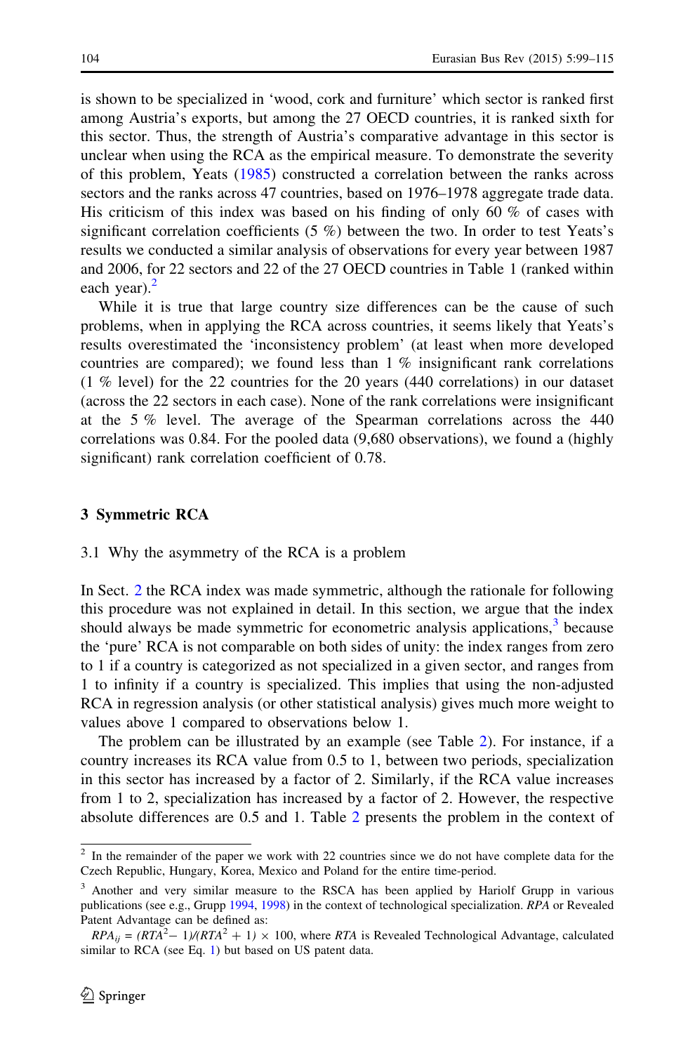is shown to be specialized in 'wood, cork and furniture' which sector is ranked first among Austria's exports, but among the 27 OECD countries, it is ranked sixth for this sector. Thus, the strength of Austria's comparative advantage in this sector is unclear when using the RCA as the empirical measure. To demonstrate the severity of this problem, Yeats (1985) constructed a correlation between the ranks across sectors and the ranks across 47 countries, based on 1976–1978 aggregate trade data. His criticism of this index was based on his finding of only 60 % of cases with significant correlation coefficients (5 %) between the two. In order to test Yeats's results we conducted a similar analysis of observations for every year between 1987 and 2006, for 22 sectors and 22 of the 27 OECD countries in Table 1 (ranked within each year).[2]

While it is true that large country size differences can be the cause of such problems, when in applying the RCA across countries, it seems likely that Yeats's results overestimated the 'inconsistency problem' (at least when more developed countries are compared); we found less than 1 % insignificant rank correlations (1 % level) for the 22 countries for the 20 years (440 correlations) in our dataset (across the 22 sectors in each case). None of the rank correlations were insignificant at the 5 % level. The average of the Spearman correlations across the 440 correlations was 0.84. For the pooled data (9,680 observations), we found a (highly significant) rank correlation coefficient of 0.78.

## 3 Symmetric RCA

### 3.1 Why the asymmetry of the RCA is a problem

In Sect. 2 the RCA index was made symmetric, although the rationale for following this procedure was not explained in detail. In this section, we argue that the index should always be made symmetric for econometric analysis applications,[3] because the 'pure' RCA is not comparable on both sides of unity: the index ranges from zero to 1 if a country is categorized as not specialized in a given sector, and ranges from 1 to infinity if a country is specialized. This implies that using the non-adjusted RCA in regression analysis (or other statistical analysis) gives much more weight to values above 1 compared to observations below 1.

The problem can be illustrated by an example (see Table 2). For instance, if a country increases its RCA value from 0.5 to 1, between two periods, specialization in this sector has increased by a factor of 2. Similarly, if the RCA value increases from 1 to 2, specialization has increased by a factor of 2. However, the respective absolute differences are 0.5 and 1. Table 2 presents the problem in the context of

---

[2] In the remainder of the paper we work with 22 countries since we do not have complete data for the Czech Republic, Hungary, Korea, Mexico and Poland for the entire time-period.

[3] Another and very similar measure to the RSCA has been applied by Hariolf Grupp in various publications (see e.g., Grupp 1994, 1998) in the context of technological specialization. *RPA* or Revealed Patent Advantage can be defined as:

$RPA_{ij} = (RTA^2 - 1)/(RTA^2 + 1) \times 100$, where *RTA* is Revealed Technological Advantage, calculated similar to RCA (see Eq. 1) but based on US patent data.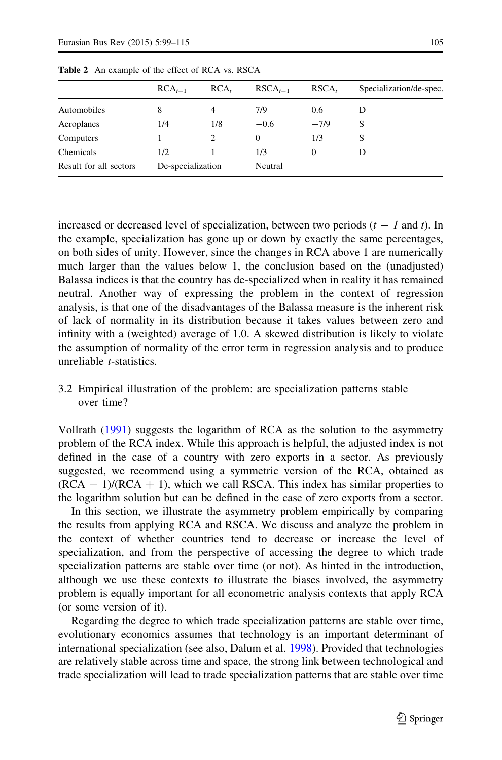Table 2 An example of the effect of RCA vs. RSCA

| | $RCA_{t-1}$ | $RCA_t$ | $RSCA_{t-1}$ | $RSCA_t$ | Specialization/de-spec. |
|---|---|---|---|---|---|
| Automobiles | 8 | 4 | 7/9 | 0.6 | D |
| Aeroplanes | 1/4 | 1/8 | −0.6 | −7/9 | S |
| Computers | 1 | 2 | 0 | 1/3 | S |
| Chemicals | 1/2 | 1 | 1/3 | 0 | D |
| Result for all sectors | De-specialization | | Neutral | | |

increased or decreased level of specialization, between two periods ($t-1$ and $t$). In the example, specialization has gone up or down by exactly the same percentages, on both sides of unity. However, since the changes in RCA above 1 are numerically much larger than the values below 1, the conclusion based on the (unadjusted) Balassa indices is that the country has de-specialized when in reality it has remained neutral. Another way of expressing the problem in the context of regression analysis, is that one of the disadvantages of the Balassa measure is the inherent risk of lack of normality in its distribution because it takes values between zero and infinity with a (weighted) average of 1.0. A skewed distribution is likely to violate the assumption of normality of the error term in regression analysis and to produce unreliable *t*-statistics.

## 3.2 Empirical illustration of the problem: are specialization patterns stable over time?

Vollrath (1991) suggests the logarithm of RCA as the solution to the asymmetry problem of the RCA index. While this approach is helpful, the adjusted index is not defined in the case of a country with zero exports in a sector. As previously suggested, we recommend using a symmetric version of the RCA, obtained as $(RCA-1)/(RCA+1)$, which we call RSCA. This index has similar properties to the logarithm solution but can be defined in the case of zero exports from a sector.

In this section, we illustrate the asymmetry problem empirically by comparing the results from applying RCA and RSCA. We discuss and analyze the problem in the context of whether countries tend to decrease or increase the level of specialization, and from the perspective of accessing the degree to which trade specialization patterns are stable over time (or not). As hinted in the introduction, although we use these contexts to illustrate the biases involved, the asymmetry problem is equally important for all econometric analysis contexts that apply RCA (or some version of it).

Regarding the degree to which trade specialization patterns are stable over time, evolutionary economics assumes that technology is an important determinant of international specialization (see also, Dalum et al. 1998). Provided that technologies are relatively stable across time and space, the strong link between technological and trade specialization will lead to trade specialization patterns that are stable over time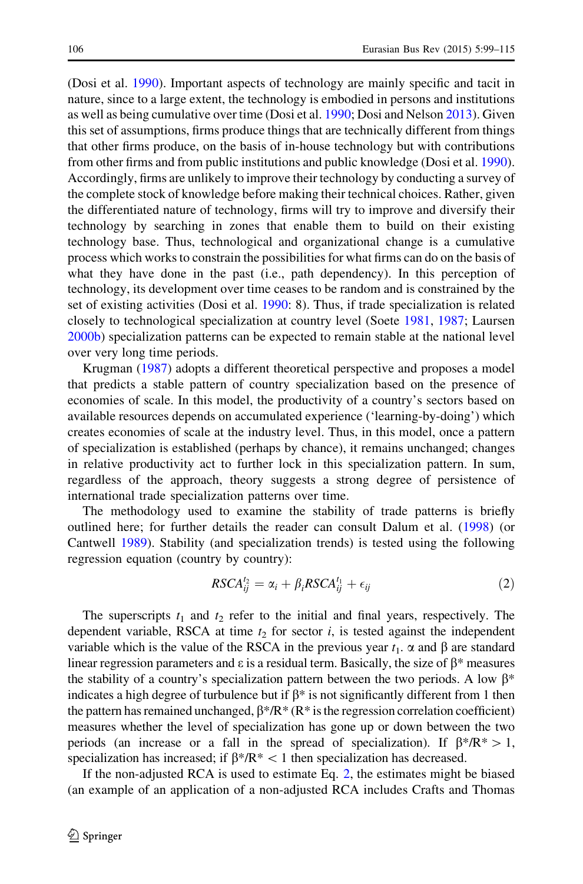(Dosi et al. 1990). Important aspects of technology are mainly specific and tacit in nature, since to a large extent, the technology is embodied in persons and institutions as well as being cumulative over time (Dosi et al. 1990; Dosi and Nelson 2013). Given this set of assumptions, firms produce things that are technically different from things that other firms produce, on the basis of in-house technology but with contributions from other firms and from public institutions and public knowledge (Dosi et al. 1990). Accordingly, firms are unlikely to improve their technology by conducting a survey of the complete stock of knowledge before making their technical choices. Rather, given the differentiated nature of technology, firms will try to improve and diversify their technology by searching in zones that enable them to build on their existing technology base. Thus, technological and organizational change is a cumulative process which works to constrain the possibilities for what firms can do on the basis of what they have done in the past (i.e., path dependency). In this perception of technology, its development over time ceases to be random and is constrained by the set of existing activities (Dosi et al. 1990: 8). Thus, if trade specialization is related closely to technological specialization at country level (Soete 1981, 1987; Laursen 2000b) specialization patterns can be expected to remain stable at the national level over very long time periods.

Krugman (1987) adopts a different theoretical perspective and proposes a model that predicts a stable pattern of country specialization based on the presence of economies of scale. In this model, the productivity of a country's sectors based on available resources depends on accumulated experience ('learning-by-doing') which creates economies of scale at the industry level. Thus, in this model, once a pattern of specialization is established (perhaps by chance), it remains unchanged; changes in relative productivity act to further lock in this specialization pattern. In sum, regardless of the approach, theory suggests a strong degree of persistence of international trade specialization patterns over time.

The methodology used to examine the stability of trade patterns is briefly outlined here; for further details the reader can consult Dalum et al. (1998) (or Cantwell 1989). Stability (and specialization trends) is tested using the following regression equation (country by country):

$$RSCA_{ij}^{t_2} = \alpha_i + \beta_i RSCA_{ij}^{t_1} + \epsilon_{ij} \tag{2}$$

The superscripts $t_1$ and $t_2$ refer to the initial and final years, respectively. The dependent variable, RSCA at time $t_2$ for sector $i$, is tested against the independent variable which is the value of the RSCA in the previous year $t_1$. $\alpha$ and $\beta$ are standard linear regression parameters and $\varepsilon$ is a residual term. Basically, the size of $\beta^*$ measures the stability of a country's specialization pattern between the two periods. A low $\beta^*$ indicates a high degree of turbulence but if $\beta^*$ is not significantly different from 1 then the pattern has remained unchanged, $\beta^*/R^*$ ($R^*$ is the regression correlation coefficient) measures whether the level of specialization has gone up or down between the two periods (an increase or a fall in the spread of specialization). If $\beta^*/R^* > 1$, specialization has increased; if $\beta^*/R^* < 1$ then specialization has decreased.

If the non-adjusted RCA is used to estimate Eq. 2, the estimates might be biased (an example of an application of a non-adjusted RCA includes Crafts and Thomas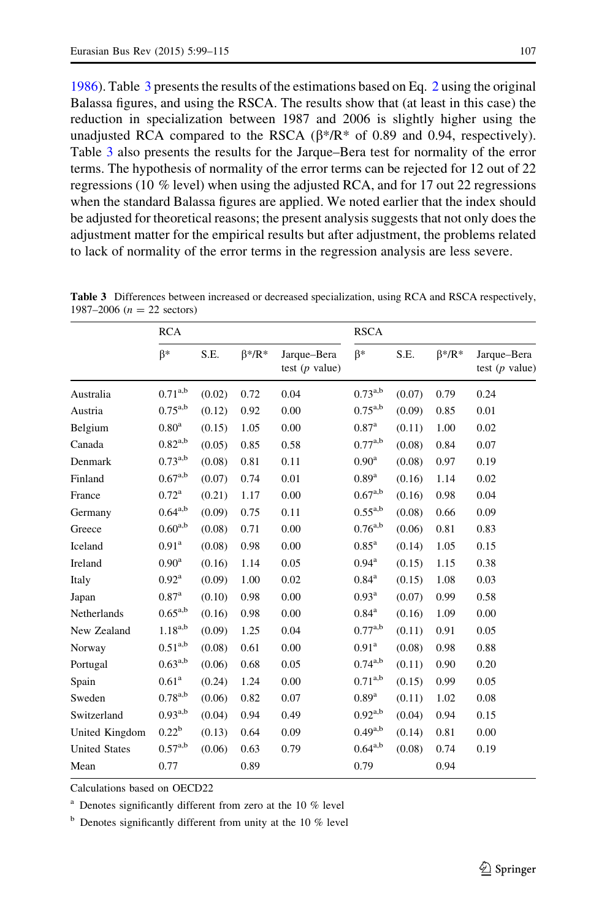1986). Table 3 presents the results of the estimations based on Eq. 2 using the original Balassa figures, and using the RSCA. The results show that (at least in this case) the reduction in specialization between 1987 and 2006 is slightly higher using the unadjusted RCA compared to the RSCA (β*/R* of 0.89 and 0.94, respectively). Table 3 also presents the results for the Jarque–Bera test for normality of the error terms. The hypothesis of normality of the error terms can be rejected for 12 out of 22 regressions (10 % level) when using the adjusted RCA, and for 17 out 22 regressions when the standard Balassa figures are applied. We noted earlier that the index should be adjusted for theoretical reasons; the present analysis suggests that not only does the adjustment matter for the empirical results but after adjustment, the problems related to lack of normality of the error terms in the regression analysis are less severe.

**Table 3** Differences between increased or decreased specialization, using RCA and RSCA respectively, 1987–2006 ($n = 22$ sectors)

| | RCA | | | | RSCA | | | |
|---|---|---|---|---|---|---|---|---|
| | β* | S.E. | β*/R* | Jarque–Bera test (*p* value) | β* | S.E. | β*/R* | Jarque–Bera test (*p* value) |
| Australia | 0.71[a,b] | (0.02) | 0.72 | 0.04 | 0.73[a,b] | (0.07) | 0.79 | 0.24 |
| Austria | 0.75[a,b] | (0.12) | 0.92 | 0.00 | 0.75[a,b] | (0.09) | 0.85 | 0.01 |
| Belgium | 0.80[a] | (0.15) | 1.05 | 0.00 | 0.87[a] | (0.11) | 1.00 | 0.02 |
| Canada | 0.82[a,b] | (0.05) | 0.85 | 0.58 | 0.77[a,b] | (0.08) | 0.84 | 0.07 |
| Denmark | 0.73[a,b] | (0.08) | 0.81 | 0.11 | 0.90[a] | (0.08) | 0.97 | 0.19 |
| Finland | 0.67[a,b] | (0.07) | 0.74 | 0.01 | 0.89[a] | (0.16) | 1.14 | 0.02 |
| France | 0.72[a] | (0.21) | 1.17 | 0.00 | 0.67[a,b] | (0.16) | 0.98 | 0.04 |
| Germany | 0.64[a,b] | (0.09) | 0.75 | 0.11 | 0.55[a,b] | (0.08) | 0.66 | 0.09 |
| Greece | 0.60[a,b] | (0.08) | 0.71 | 0.00 | 0.76[a,b] | (0.06) | 0.81 | 0.83 |
| Iceland | 0.91[a] | (0.08) | 0.98 | 0.00 | 0.85[a] | (0.14) | 1.05 | 0.15 |
| Ireland | 0.90[a] | (0.16) | 1.14 | 0.05 | 0.94[a] | (0.15) | 1.15 | 0.38 |
| Italy | 0.92[a] | (0.09) | 1.00 | 0.02 | 0.84[a] | (0.15) | 1.08 | 0.03 |
| Japan | 0.87[a] | (0.10) | 0.98 | 0.00 | 0.93[a] | (0.07) | 0.99 | 0.58 |
| Netherlands | 0.65[a,b] | (0.16) | 0.98 | 0.00 | 0.84[a] | (0.16) | 1.09 | 0.00 |
| New Zealand | 1.18[a,b] | (0.09) | 1.25 | 0.04 | 0.77[a,b] | (0.11) | 0.91 | 0.05 |
| Norway | 0.51[a,b] | (0.08) | 0.61 | 0.00 | 0.91[a] | (0.08) | 0.98 | 0.88 |
| Portugal | 0.63[a,b] | (0.06) | 0.68 | 0.05 | 0.74[a,b] | (0.11) | 0.90 | 0.20 |
| Spain | 0.61[a] | (0.24) | 1.24 | 0.00 | 0.71[a,b] | (0.15) | 0.99 | 0.05 |
| Sweden | 0.78[a,b] | (0.06) | 0.82 | 0.07 | 0.89[a] | (0.11) | 1.02 | 0.08 |
| Switzerland | 0.93[a,b] | (0.04) | 0.94 | 0.49 | 0.92[a,b] | (0.04) | 0.94 | 0.15 |
| United Kingdom | 0.22[b] | (0.13) | 0.64 | 0.09 | 0.49[a,b] | (0.14) | 0.81 | 0.00 |
| United States | 0.57[a,b] | (0.06) | 0.63 | 0.79 | 0.64[a,b] | (0.08) | 0.74 | 0.19 |
| Mean | 0.77 | | 0.89 | | 0.79 | | 0.94 | |

Calculations based on OECD22

[a] Denotes significantly different from zero at the 10 % level

[b] Denotes significantly different from unity at the 10 % level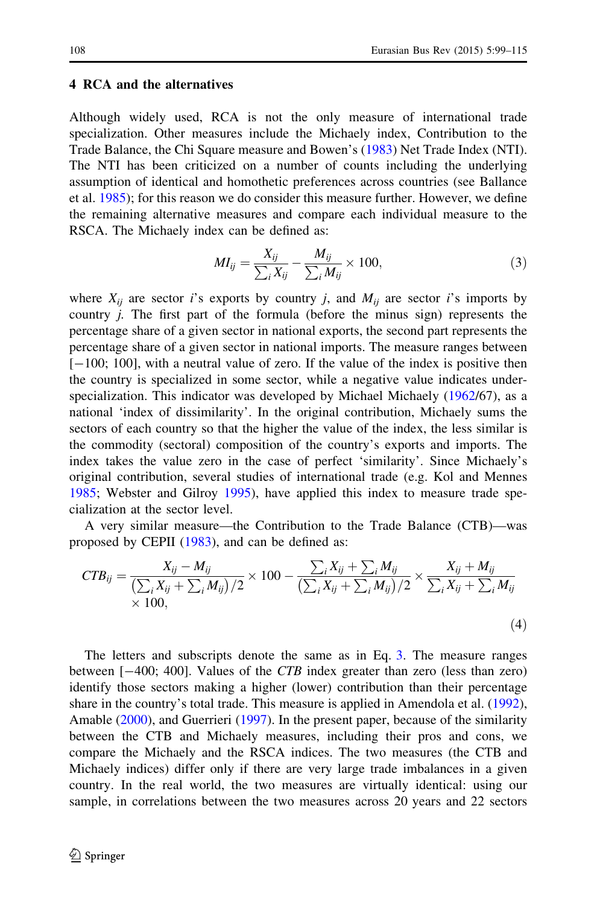## 4 RCA and the alternatives

Although widely used, RCA is not the only measure of international trade specialization. Other measures include the Michaely index, Contribution to the Trade Balance, the Chi Square measure and Bowen's (1983) Net Trade Index (NTI). The NTI has been criticized on a number of counts including the underlying assumption of identical and homothetic preferences across countries (see Ballance et al. 1985); for this reason we do consider this measure further. However, we define the remaining alternative measures and compare each individual measure to the RSCA. The Michaely index can be defined as:

$$MI_{ij} = \frac{X_{ij}}{\sum_i X_{ij}} - \frac{M_{ij}}{\sum_i M_{ij}} \times 100, \tag{3}$$

where $X_{ij}$ are sector $i$'s exports by country $j$, and $M_{ij}$ are sector $i$'s imports by country $j$. The first part of the formula (before the minus sign) represents the percentage share of a given sector in national exports, the second part represents the percentage share of a given sector in national imports. The measure ranges between [−100; 100], with a neutral value of zero. If the value of the index is positive then the country is specialized in some sector, while a negative value indicates under-specialization. This indicator was developed by Michael Michaely (1962/67), as a national 'index of dissimilarity'. In the original contribution, Michaely sums the sectors of each country so that the higher the value of the index, the less similar is the commodity (sectoral) composition of the country's exports and imports. The index takes the value zero in the case of perfect 'similarity'. Since Michaely's original contribution, several studies of international trade (e.g. Kol and Mennes 1985; Webster and Gilroy 1995), have applied this index to measure trade specialization at the sector level.

A very similar measure—the Contribution to the Trade Balance (CTB)—was proposed by CEPII (1983), and can be defined as:

$$CTB_{ij} = \frac{X_{ij} - M_{ij}}{\left(\sum_i X_{ij} + \sum_i M_{ij}\right)/2} \times 100 - \frac{\sum_i X_{ij} + \sum_i M_{ij}}{\left(\sum_i X_{ij} + \sum_i M_{ij}\right)/2} \times \frac{X_{ij} + M_{ij}}{\sum_i X_{ij} + \sum_i M_{ij}} \times 100, \tag{4}$$

The letters and subscripts denote the same as in Eq. 3. The measure ranges between [−400; 400]. Values of the *CTB* index greater than zero (less than zero) identify those sectors making a higher (lower) contribution than their percentage share in the country's total trade. This measure is applied in Amendola et al. (1992), Amable (2000), and Guerrieri (1997). In the present paper, because of the similarity between the CTB and Michaely measures, including their pros and cons, we compare the Michaely and the RSCA indices. The two measures (the CTB and Michaely indices) differ only if there are very large trade imbalances in a given country. In the real world, the two measures are virtually identical: using our sample, in correlations between the two measures across 20 years and 22 sectors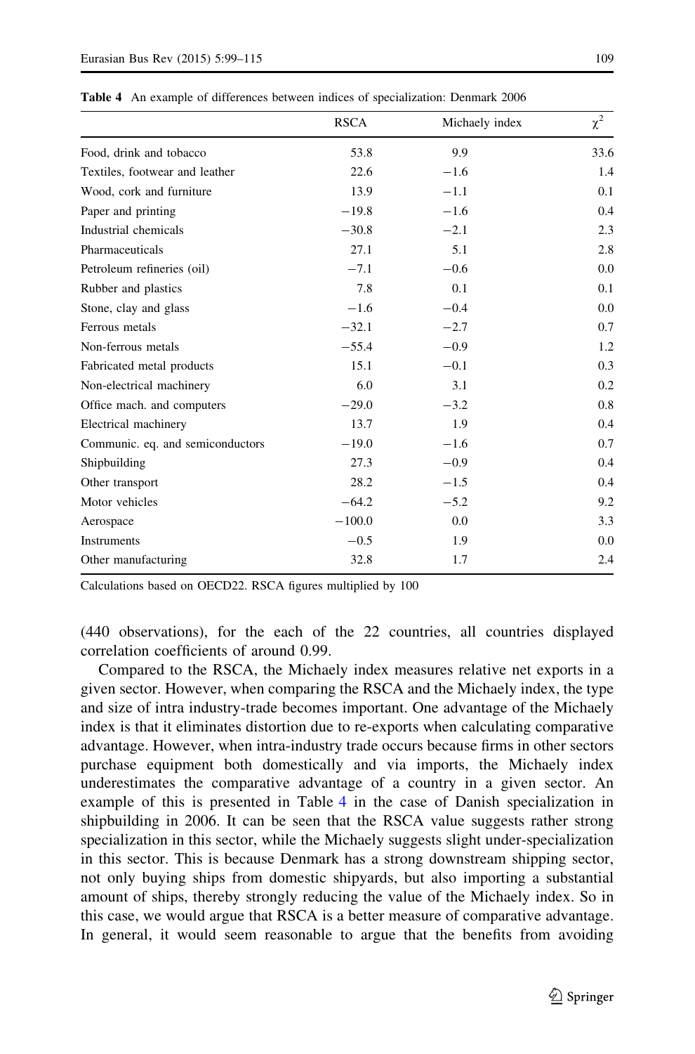**Table 4** An example of differences between indices of specialization: Denmark 2006

| | RSCA | Michaely index | $\chi^2$ |
|---|---|---|---|
| Food, drink and tobacco | 53.8 | 9.9 | 33.6 |
| Textiles, footwear and leather | 22.6 | −1.6 | 1.4 |
| Wood, cork and furniture | 13.9 | −1.1 | 0.1 |
| Paper and printing | −19.8 | −1.6 | 0.4 |
| Industrial chemicals | −30.8 | −2.1 | 2.3 |
| Pharmaceuticals | 27.1 | 5.1 | 2.8 |
| Petroleum refineries (oil) | −7.1 | −0.6 | 0.0 |
| Rubber and plastics | 7.8 | 0.1 | 0.1 |
| Stone, clay and glass | −1.6 | −0.4 | 0.0 |
| Ferrous metals | −32.1 | −2.7 | 0.7 |
| Non-ferrous metals | −55.4 | −0.9 | 1.2 |
| Fabricated metal products | 15.1 | −0.1 | 0.3 |
| Non-electrical machinery | 6.0 | 3.1 | 0.2 |
| Office mach. and computers | −29.0 | −3.2 | 0.8 |
| Electrical machinery | 13.7 | 1.9 | 0.4 |
| Communic. eq. and semiconductors | −19.0 | −1.6 | 0.7 |
| Shipbuilding | 27.3 | −0.9 | 0.4 |
| Other transport | 28.2 | −1.5 | 0.4 |
| Motor vehicles | −64.2 | −5.2 | 9.2 |
| Aerospace | −100.0 | 0.0 | 3.3 |
| Instruments | −0.5 | 1.9 | 0.0 |
| Other manufacturing | 32.8 | 1.7 | 2.4 |

Calculations based on OECD22. RSCA figures multiplied by 100

(440 observations), for the each of the 22 countries, all countries displayed correlation coefficients of around 0.99.

Compared to the RSCA, the Michaely index measures relative net exports in a given sector. However, when comparing the RSCA and the Michaely index, the type and size of intra industry-trade becomes important. One advantage of the Michaely index is that it eliminates distortion due to re-exports when calculating comparative advantage. However, when intra-industry trade occurs because firms in other sectors purchase equipment both domestically and via imports, the Michaely index underestimates the comparative advantage of a country in a given sector. An example of this is presented in Table 4 in the case of Danish specialization in shipbuilding in 2006. It can be seen that the RSCA value suggests rather strong specialization in this sector, while the Michaely suggests slight under-specialization in this sector. This is because Denmark has a strong downstream shipping sector, not only buying ships from domestic shipyards, but also importing a substantial amount of ships, thereby strongly reducing the value of the Michaely index. So in this case, we would argue that RSCA is a better measure of comparative advantage. In general, it would seem reasonable to argue that the benefits from avoiding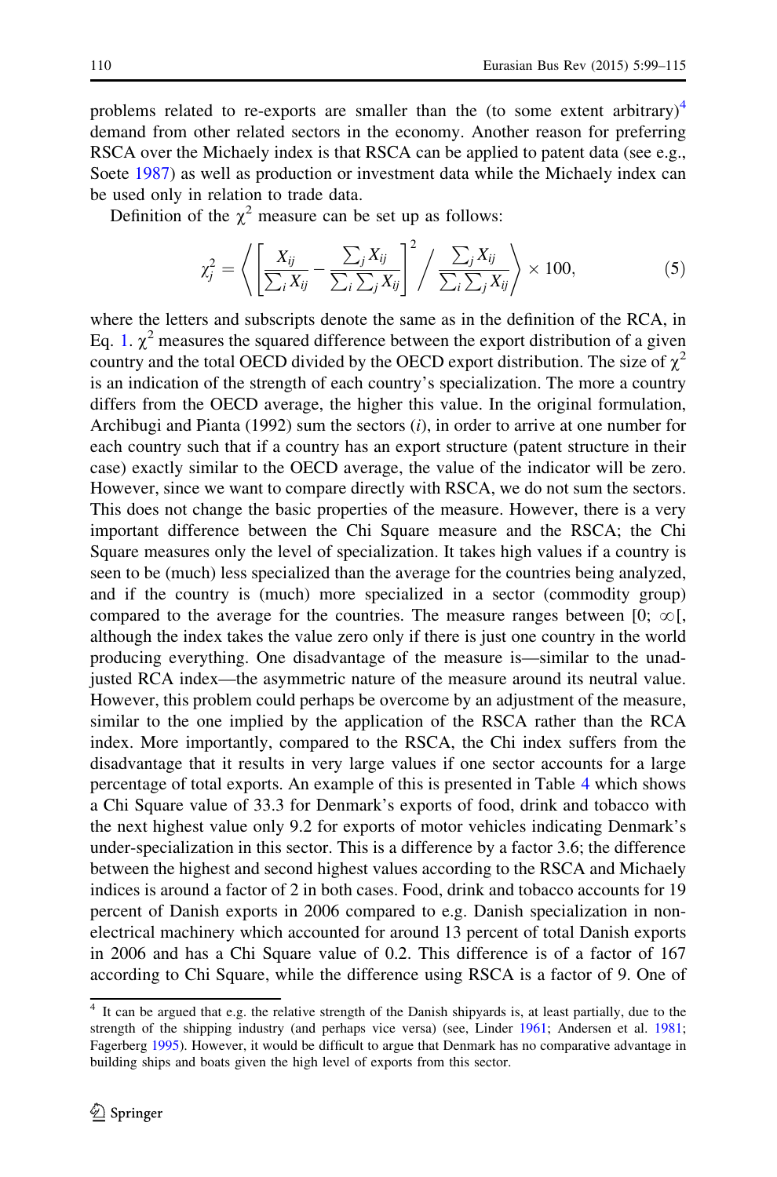problems related to re-exports are smaller than the (to some extent arbitrary)[4] demand from other related sectors in the economy. Another reason for preferring RSCA over the Michaely index is that RSCA can be applied to patent data (see e.g., Soete 1987) as well as production or investment data while the Michaely index can be used only in relation to trade data.

Definition of the $\chi^2$ measure can be set up as follows:

$$\chi_j^2 = \left\langle \left[ \frac{X_{ij}}{\sum_i X_{ij}} - \frac{\sum_j X_{ij}}{\sum_i \sum_j X_{ij}} \right]^2 \Big/ \frac{\sum_j X_{ij}}{\sum_i \sum_j X_{ij}} \right\rangle \times 100, \tag{5}$$

where the letters and subscripts denote the same as in the definition of the RCA, in Eq. 1. $\chi^2$ measures the squared difference between the export distribution of a given country and the total OECD divided by the OECD export distribution. The size of $\chi^2$ is an indication of the strength of each country's specialization. The more a country differs from the OECD average, the higher this value. In the original formulation, Archibugi and Pianta (1992) sum the sectors ($i$), in order to arrive at one number for each country such that if a country has an export structure (patent structure in their case) exactly similar to the OECD average, the value of the indicator will be zero. However, since we want to compare directly with RSCA, we do not sum the sectors. This does not change the basic properties of the measure. However, there is a very important difference between the Chi Square measure and the RSCA; the Chi Square measures only the level of specialization. It takes high values if a country is seen to be (much) less specialized than the average for the countries being analyzed, and if the country is (much) more specialized in a sector (commodity group) compared to the average for the countries. The measure ranges between $[0; \infty[$, although the index takes the value zero only if there is just one country in the world producing everything. One disadvantage of the measure is—similar to the unadjusted RCA index—the asymmetric nature of the measure around its neutral value. However, this problem could perhaps be overcome by an adjustment of the measure, similar to the one implied by the application of the RSCA rather than the RCA index. More importantly, compared to the RSCA, the Chi index suffers from the disadvantage that it results in very large values if one sector accounts for a large percentage of total exports. An example of this is presented in Table 4 which shows a Chi Square value of 33.3 for Denmark's exports of food, drink and tobacco with the next highest value only 9.2 for exports of motor vehicles indicating Denmark's under-specialization in this sector. This is a difference by a factor 3.6; the difference between the highest and second highest values according to the RSCA and Michaely indices is around a factor of 2 in both cases. Food, drink and tobacco accounts for 19 percent of Danish exports in 2006 compared to e.g. Danish specialization in non-electrical machinery which accounted for around 13 percent of total Danish exports in 2006 and has a Chi Square value of 0.2. This difference is of a factor of 167 according to Chi Square, while the difference using RSCA is a factor of 9. One of

[4] It can be argued that e.g. the relative strength of the Danish shipyards is, at least partially, due to the strength of the shipping industry (and perhaps vice versa) (see, Linder 1961; Andersen et al. 1981; Fagerberg 1995). However, it would be difficult to argue that Denmark has no comparative advantage in building ships and boats given the high level of exports from this sector.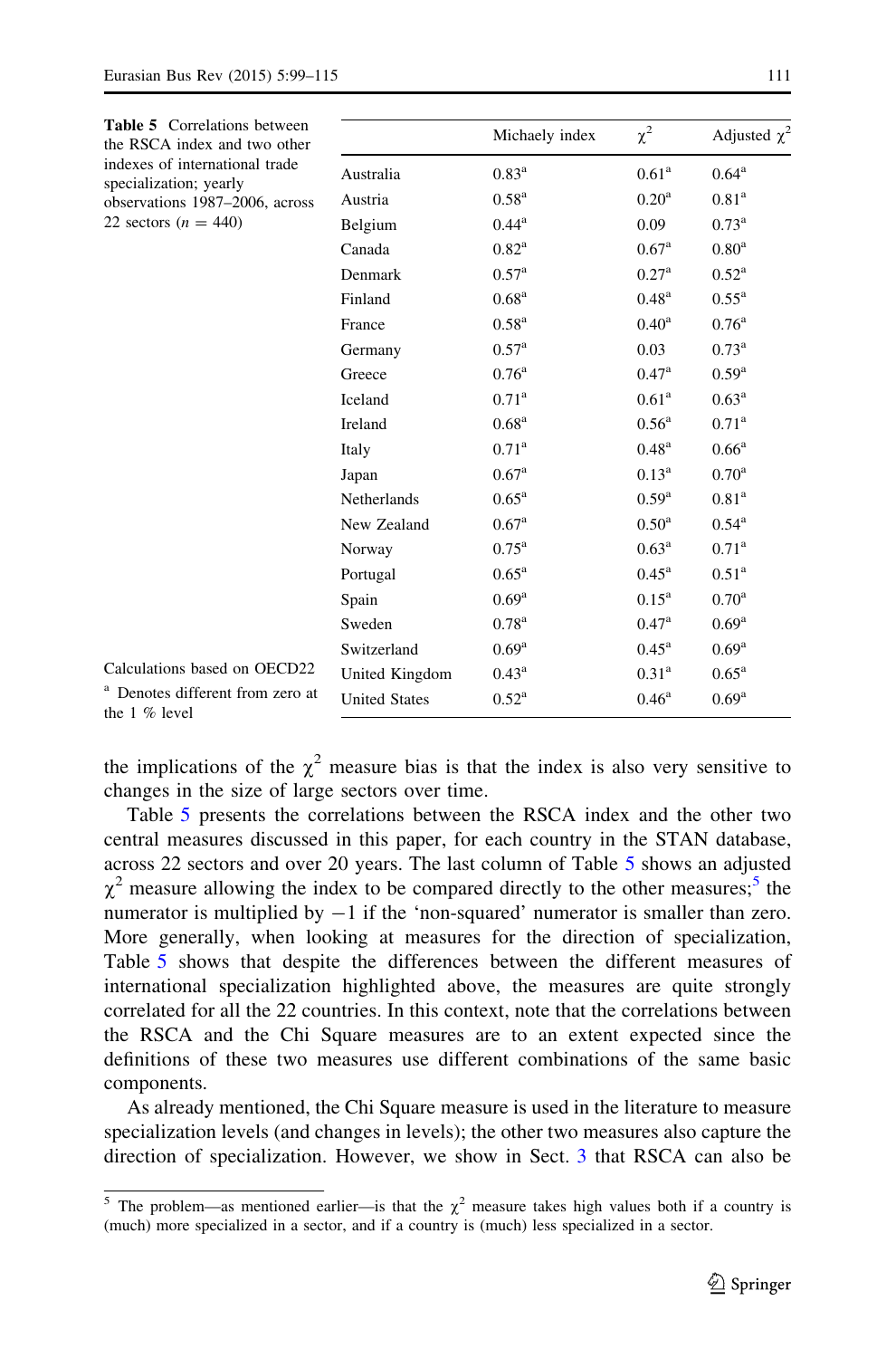**Table 5** Correlations between the RSCA index and two other indexes of international trade specialization; yearly observations 1987–2006, across 22 sectors ($n = 440$)

| | Michaely index | $\chi^2$ | Adjusted $\chi^2$ |
|---|---|---|---|
| Australia | 0.83[a] | 0.61[a] | 0.64[a] |
| Austria | 0.58[a] | 0.20[a] | 0.81[a] |
| Belgium | 0.44[a] | 0.09 | 0.73[a] |
| Canada | 0.82[a] | 0.67[a] | 0.80[a] |
| Denmark | 0.57[a] | 0.27[a] | 0.52[a] |
| Finland | 0.68[a] | 0.48[a] | 0.55[a] |
| France | 0.58[a] | 0.40[a] | 0.76[a] |
| Germany | 0.57[a] | 0.03 | 0.73[a] |
| Greece | 0.76[a] | 0.47[a] | 0.59[a] |
| Iceland | 0.71[a] | 0.61[a] | 0.63[a] |
| Ireland | 0.68[a] | 0.56[a] | 0.71[a] |
| Italy | 0.71[a] | 0.48[a] | 0.66[a] |
| Japan | 0.67[a] | 0.13[a] | 0.70[a] |
| Netherlands | 0.65[a] | 0.59[a] | 0.81[a] |
| New Zealand | 0.67[a] | 0.50[a] | 0.54[a] |
| Norway | 0.75[a] | 0.63[a] | 0.71[a] |
| Portugal | 0.65[a] | 0.45[a] | 0.51[a] |
| Spain | 0.69[a] | 0.15[a] | 0.70[a] |
| Sweden | 0.78[a] | 0.47[a] | 0.69[a] |
| Switzerland | 0.69[a] | 0.45[a] | 0.69[a] |
| United Kingdom | 0.43[a] | 0.31[a] | 0.65[a] |
| United States | 0.52[a] | 0.46[a] | 0.69[a] |

Calculations based on OECD22

[a] Denotes different from zero at the 1 % level

the implications of the $\chi^2$ measure bias is that the index is also very sensitive to changes in the size of large sectors over time.

Table 5 presents the correlations between the RSCA index and the other two central measures discussed in this paper, for each country in the STAN database, across 22 sectors and over 20 years. The last column of Table 5 shows an adjusted $\chi^2$ measure allowing the index to be compared directly to the other measures;[5] the numerator is multiplied by $-1$ if the 'non-squared' numerator is smaller than zero. More generally, when looking at measures for the direction of specialization, Table 5 shows that despite the differences between the different measures of international specialization highlighted above, the measures are quite strongly correlated for all the 22 countries. In this context, note that the correlations between the RSCA and the Chi Square measures are to an extent expected since the definitions of these two measures use different combinations of the same basic components.

As already mentioned, the Chi Square measure is used in the literature to measure specialization levels (and changes in levels); the other two measures also capture the direction of specialization. However, we show in Sect. 3 that RSCA can also be

[5] The problem—as mentioned earlier—is that the $\chi^2$ measure takes high values both if a country is (much) more specialized in a sector, and if a country is (much) less specialized in a sector.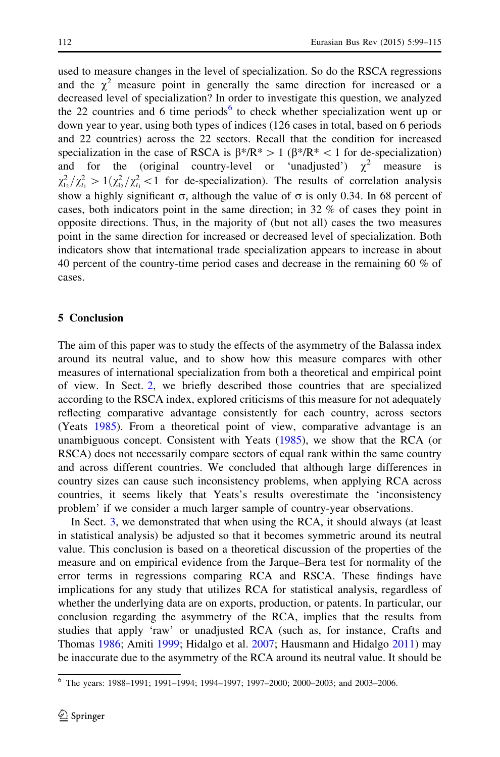used to measure changes in the level of specialization. So do the RSCA regressions and the $\chi^2$ measure point in generally the same direction for increased or a decreased level of specialization? In order to investigate this question, we analyzed the 22 countries and 6 time periods[6] to check whether specialization went up or down year to year, using both types of indices (126 cases in total, based on 6 periods and 22 countries) across the 22 sectors. Recall that the condition for increased specialization in the case of RSCA is $\beta^*/R^* > 1$ ($\beta^*/R^* < 1$ for de-specialization) and for the (original country-level or 'unadjusted') $\chi^2$ measure is $\chi^2_{t_2}/\chi^2_{t_1} > 1$ ($\chi^2_{t_2}/\chi^2_{t_1} < 1$ for de-specialization). The results of correlation analysis show a highly significant σ, although the value of σ is only 0.34. In 68 percent of cases, both indicators point in the same direction; in 32 % of cases they point in opposite directions. Thus, in the majority of (but not all) cases the two measures point in the same direction for increased or decreased level of specialization. Both indicators show that international trade specialization appears to increase in about 40 percent of the country-time period cases and decrease in the remaining 60 % of cases.

## 5 Conclusion

The aim of this paper was to study the effects of the asymmetry of the Balassa index around its neutral value, and to show how this measure compares with other measures of international specialization from both a theoretical and empirical point of view. In Sect. 2, we briefly described those countries that are specialized according to the RSCA index, explored criticisms of this measure for not adequately reflecting comparative advantage consistently for each country, across sectors (Yeats 1985). From a theoretical point of view, comparative advantage is an unambiguous concept. Consistent with Yeats (1985), we show that the RCA (or RSCA) does not necessarily compare sectors of equal rank within the same country and across different countries. We concluded that although large differences in country sizes can cause such inconsistency problems, when applying RCA across countries, it seems likely that Yeats's results overestimate the 'inconsistency problem' if we consider a much larger sample of country-year observations.

In Sect. 3, we demonstrated that when using the RCA, it should always (at least in statistical analysis) be adjusted so that it becomes symmetric around its neutral value. This conclusion is based on a theoretical discussion of the properties of the measure and on empirical evidence from the Jarque–Bera test for normality of the error terms in regressions comparing RCA and RSCA. These findings have implications for any study that utilizes RCA for statistical analysis, regardless of whether the underlying data are on exports, production, or patents. In particular, our conclusion regarding the asymmetry of the RCA, implies that the results from studies that apply 'raw' or unadjusted RCA (such as, for instance, Crafts and Thomas 1986; Amiti 1999; Hidalgo et al. 2007; Hausmann and Hidalgo 2011) may be inaccurate due to the asymmetry of the RCA around its neutral value. It should be

[6] The years: 1988–1991; 1991–1994; 1994–1997; 1997–2000; 2000–2003; and 2003–2006.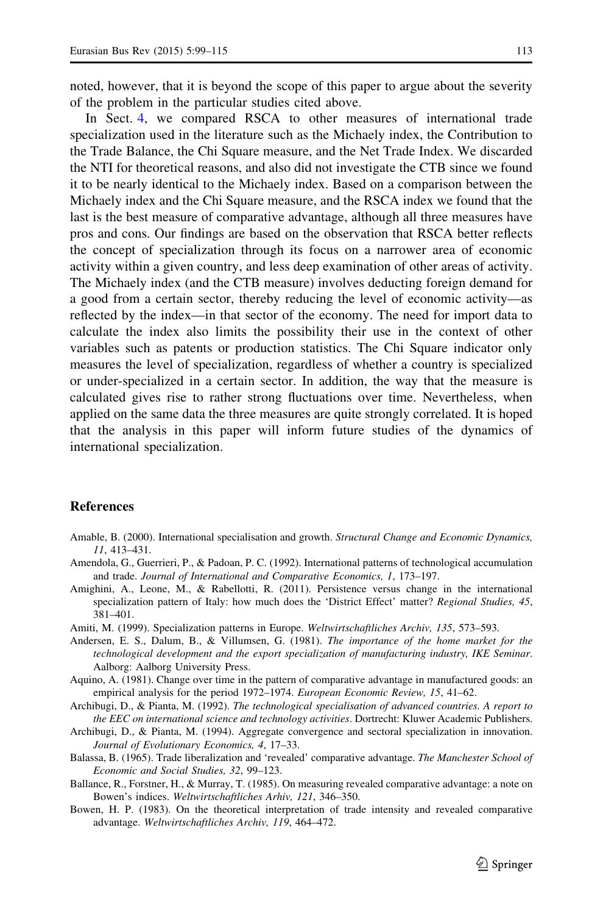noted, however, that it is beyond the scope of this paper to argue about the severity of the problem in the particular studies cited above.

In Sect. 4, we compared RSCA to other measures of international trade specialization used in the literature such as the Michaely index, the Contribution to the Trade Balance, the Chi Square measure, and the Net Trade Index. We discarded the NTI for theoretical reasons, and also did not investigate the CTB since we found it to be nearly identical to the Michaely index. Based on a comparison between the Michaely index and the Chi Square measure, and the RSCA index we found that the last is the best measure of comparative advantage, although all three measures have pros and cons. Our findings are based on the observation that RSCA better reflects the concept of specialization through its focus on a narrower area of economic activity within a given country, and less deep examination of other areas of activity. The Michaely index (and the CTB measure) involves deducting foreign demand for a good from a certain sector, thereby reducing the level of economic activity—as reflected by the index—in that sector of the economy. The need for import data to calculate the index also limits the possibility their use in the context of other variables such as patents or production statistics. The Chi Square indicator only measures the level of specialization, regardless of whether a country is specialized or under-specialized in a certain sector. In addition, the way that the measure is calculated gives rise to rather strong fluctuations over time. Nevertheless, when applied on the same data the three measures are quite strongly correlated. It is hoped that the analysis in this paper will inform future studies of the dynamics of international specialization.

## References

Amable, B. (2000). International specialisation and growth. *Structural Change and Economic Dynamics, 11*, 413–431.

Amendola, G., Guerrieri, P., & Padoan, P. C. (1992). International patterns of technological accumulation and trade. *Journal of International and Comparative Economics, 1*, 173–197.

Amighini, A., Leone, M., & Rabellotti, R. (2011). Persistence versus change in the international specialization pattern of Italy: how much does the 'District Effect' matter? *Regional Studies, 45*, 381–401.

Amiti, M. (1999). Specialization patterns in Europe. *Weltwirtschaftliches Archiv, 135*, 573–593.

Andersen, E. S., Dalum, B., & Villumsen, G. (1981). *The importance of the home market for the technological development and the export specialization of manufacturing industry, IKE Seminar*. Aalborg: Aalborg University Press.

Aquino, A. (1981). Change over time in the pattern of comparative advantage in manufactured goods: an empirical analysis for the period 1972–1974. *European Economic Review, 15*, 41–62.

Archibugi, D., & Pianta, M. (1992). *The technological specialisation of advanced countries. A report to the EEC on international science and technology activities*. Dortrecht: Kluwer Academic Publishers.

Archibugi, D., & Pianta, M. (1994). Aggregate convergence and sectoral specialization in innovation. *Journal of Evolutionary Economics, 4*, 17–33.

Balassa, B. (1965). Trade liberalization and 'revealed' comparative advantage. *The Manchester School of Economic and Social Studies, 32*, 99–123.

Ballance, R., Forstner, H., & Murray, T. (1985). On measuring revealed comparative advantage: a note on Bowen's indices. *Weltwirtschaftliches Arhiv, 121*, 346–350.

Bowen, H. P. (1983). On the theoretical interpretation of trade intensity and revealed comparative advantage. *Weltwirtschaftliches Archiv, 119*, 464–472.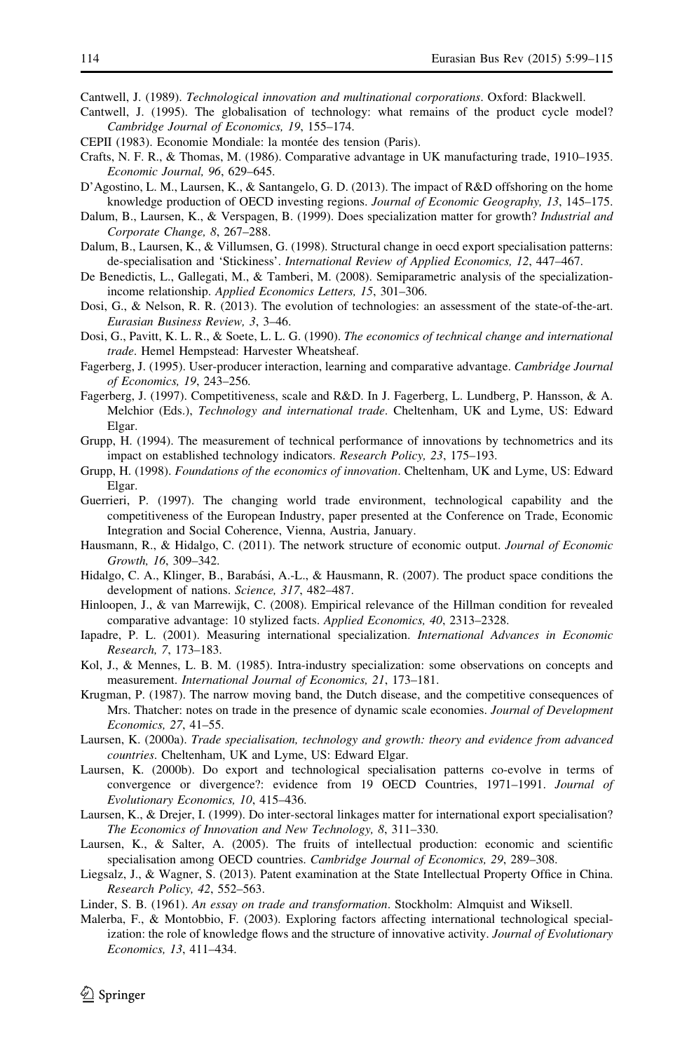Cantwell, J. (1989). *Technological innovation and multinational corporations*. Oxford: Blackwell.

Cantwell, J. (1995). The globalisation of technology: what remains of the product cycle model? *Cambridge Journal of Economics, 19*, 155–174.

CEPII (1983). Economie Mondiale: la montée des tension (Paris).

Crafts, N. F. R., & Thomas, M. (1986). Comparative advantage in UK manufacturing trade, 1910–1935. *Economic Journal, 96*, 629–645.

D'Agostino, L. M., Laursen, K., & Santangelo, G. D. (2013). The impact of R&D offshoring on the home knowledge production of OECD investing regions. *Journal of Economic Geography, 13*, 145–175.

Dalum, B., Laursen, K., & Verspagen, B. (1999). Does specialization matter for growth? *Industrial and Corporate Change, 8*, 267–288.

Dalum, B., Laursen, K., & Villumsen, G. (1998). Structural change in oecd export specialisation patterns: de-specialisation and 'Stickiness'. *International Review of Applied Economics, 12*, 447–467.

De Benedictis, L., Gallegati, M., & Tamberi, M. (2008). Semiparametric analysis of the specialization-income relationship. *Applied Economics Letters, 15*, 301–306.

Dosi, G., & Nelson, R. R. (2013). The evolution of technologies: an assessment of the state-of-the-art. *Eurasian Business Review, 3*, 3–46.

Dosi, G., Pavitt, K. L. R., & Soete, L. L. G. (1990). *The economics of technical change and international trade*. Hemel Hempstead: Harvester Wheatsheaf.

Fagerberg, J. (1995). User-producer interaction, learning and comparative advantage. *Cambridge Journal of Economics, 19*, 243–256.

Fagerberg, J. (1997). Competitiveness, scale and R&D. In J. Fagerberg, L. Lundberg, P. Hansson, & A. Melchior (Eds.), *Technology and international trade*. Cheltenham, UK and Lyme, US: Edward Elgar.

Grupp, H. (1994). The measurement of technical performance of innovations by technometrics and its impact on established technology indicators. *Research Policy, 23*, 175–193.

Grupp, H. (1998). *Foundations of the economics of innovation*. Cheltenham, UK and Lyme, US: Edward Elgar.

Guerrieri, P. (1997). The changing world trade environment, technological capability and the competitiveness of the European Industry, paper presented at the Conference on Trade, Economic Integration and Social Coherence, Vienna, Austria, January.

Hausmann, R., & Hidalgo, C. (2011). The network structure of economic output. *Journal of Economic Growth, 16*, 309–342.

Hidalgo, C. A., Klinger, B., Barabási, A.-L., & Hausmann, R. (2007). The product space conditions the development of nations. *Science, 317*, 482–487.

Hinloopen, J., & van Marrewijk, C. (2008). Empirical relevance of the Hillman condition for revealed comparative advantage: 10 stylized facts. *Applied Economics, 40*, 2313–2328.

Iapadre, P. L. (2001). Measuring international specialization. *International Advances in Economic Research, 7*, 173–183.

Kol, J., & Mennes, L. B. M. (1985). Intra-industry specialization: some observations on concepts and measurement. *International Journal of Economics, 21*, 173–181.

Krugman, P. (1987). The narrow moving band, the Dutch disease, and the competitive consequences of Mrs. Thatcher: notes on trade in the presence of dynamic scale economies. *Journal of Development Economics, 27*, 41–55.

Laursen, K. (2000a). *Trade specialisation, technology and growth: theory and evidence from advanced countries*. Cheltenham, UK and Lyme, US: Edward Elgar.

Laursen, K. (2000b). Do export and technological specialisation patterns co-evolve in terms of convergence or divergence?: evidence from 19 OECD Countries, 1971–1991. *Journal of Evolutionary Economics, 10*, 415–436.

Laursen, K., & Drejer, I. (1999). Do inter-sectoral linkages matter for international export specialisation? *The Economics of Innovation and New Technology, 8*, 311–330.

Laursen, K., & Salter, A. (2005). The fruits of intellectual production: economic and scientific specialisation among OECD countries. *Cambridge Journal of Economics, 29*, 289–308.

Liegsalz, J., & Wagner, S. (2013). Patent examination at the State Intellectual Property Office in China. *Research Policy, 42*, 552–563.

Linder, S. B. (1961). *An essay on trade and transformation*. Stockholm: Almquist and Wiksell.

Malerba, F., & Montobbio, F. (2003). Exploring factors affecting international technological specialization: the role of knowledge flows and the structure of innovative activity. *Journal of Evolutionary Economics, 13*, 411–434.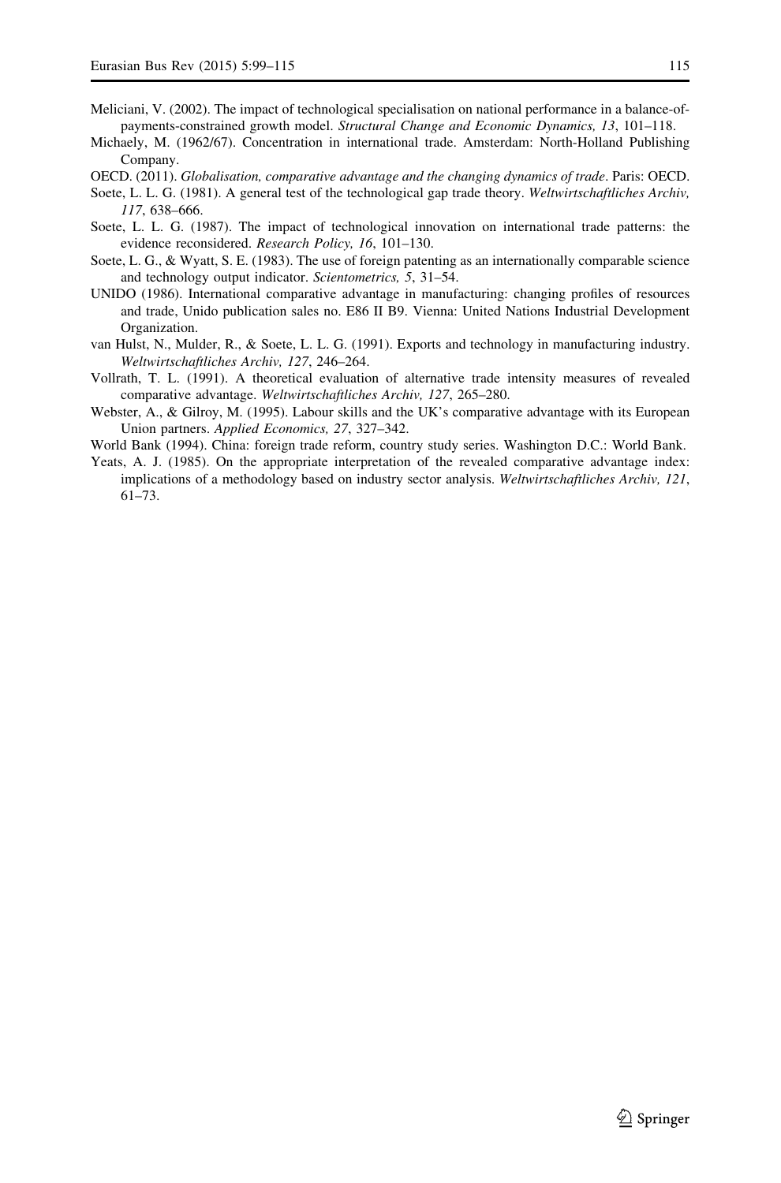Meliciani, V. (2002). The impact of technological specialisation on national performance in a balance-of-payments-constrained growth model. *Structural Change and Economic Dynamics, 13*, 101–118.

Michaely, M. (1962/67). Concentration in international trade. Amsterdam: North-Holland Publishing Company.

OECD. (2011). *Globalisation, comparative advantage and the changing dynamics of trade*. Paris: OECD.

Soete, L. L. G. (1981). A general test of the technological gap trade theory. *Weltwirtschaftliches Archiv, 117*, 638–666.

Soete, L. L. G. (1987). The impact of technological innovation on international trade patterns: the evidence reconsidered. *Research Policy, 16*, 101–130.

Soete, L. G., & Wyatt, S. E. (1983). The use of foreign patenting as an internationally comparable science and technology output indicator. *Scientometrics, 5*, 31–54.

UNIDO (1986). International comparative advantage in manufacturing: changing profiles of resources and trade, Unido publication sales no. E86 II B9. Vienna: United Nations Industrial Development Organization.

van Hulst, N., Mulder, R., & Soete, L. L. G. (1991). Exports and technology in manufacturing industry. *Weltwirtschaftliches Archiv, 127*, 246–264.

Vollrath, T. L. (1991). A theoretical evaluation of alternative trade intensity measures of revealed comparative advantage. *Weltwirtschaftliches Archiv, 127*, 265–280.

Webster, A., & Gilroy, M. (1995). Labour skills and the UK's comparative advantage with its European Union partners. *Applied Economics, 27*, 327–342.

World Bank (1994). China: foreign trade reform, country study series. Washington D.C.: World Bank.

Yeats, A. J. (1985). On the appropriate interpretation of the revealed comparative advantage index: implications of a methodology based on industry sector analysis. *Weltwirtschaftliches Archiv, 121*, 61–73.